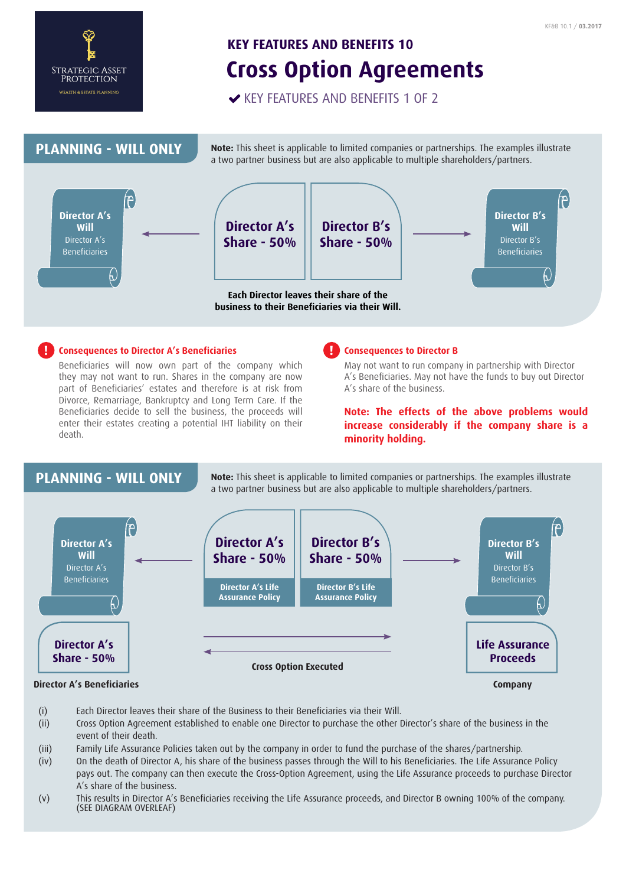STRATEGIC ASSET PROTECTION
WEALTH & ESTATE PLANNING

KF&B 10.1 / **03.2017**

## KEY FEATURES AND BENEFITS 10

# Cross Option Agreements

✔ KEY FEATURES AND BENEFITS 1 OF 2

## PLANNING - WILL ONLY

**Note:** This sheet is applicable to limited companies or partnerships. The examples illustrate a two partner business but are also applicable to multiple shareholders/partners.

**Director A's Will** – Director A's Beneficiaries ← **Director A's Share - 50%** | **Director B's Share - 50%** → **Director B's Will** – Director B's Beneficiaries

**Each Director leaves their share of the business to their Beneficiaries via their Will.**

### Consequences to Director A's Beneficiaries

Beneficiaries will now own part of the company which they may not want to run. Shares in the company are now part of Beneficiaries' estates and therefore is at risk from Divorce, Remarriage, Bankruptcy and Long Term Care. If the Beneficiaries decide to sell the business, the proceeds will enter their estates creating a potential IHT liability on their death.

### Consequences to Director B

May not want to run company in partnership with Director A's Beneficiaries. May not have the funds to buy out Director A's share of the business.

**Note: The effects of the above problems would increase considerably if the company share is a minority holding.**

## PLANNING - WILL ONLY

**Note:** This sheet is applicable to limited companies or partnerships. The examples illustrate a two partner business but are also applicable to multiple shareholders/partners.

**Director A's Will** – Director A's Beneficiaries ← **Director A's Share - 50%** (Director A's Life Assurance Policy) | **Director B's Share - 50%** (Director B's Life Assurance Policy) → **Director B's Will** – Director B's Beneficiaries

**Director A's Share - 50%** (Director A's Beneficiaries) ⇄ **Cross Option Executed** ⇄ **Life Assurance Proceeds** (Company)

(i) Each Director leaves their share of the Business to their Beneficiaries via their Will.

(ii) Cross Option Agreement established to enable one Director to purchase the other Director's share of the business in the event of their death.

(iii) Family Life Assurance Policies taken out by the company in order to fund the purchase of the shares/partnership.

(iv) On the death of Director A, his share of the business passes through the Will to his Beneficiaries. The Life Assurance Policy pays out. The company can then execute the Cross-Option Agreement, using the Life Assurance proceeds to purchase Director A's share of the business.

(v) This results in Director A's Beneficiaries receiving the Life Assurance proceeds, and Director B owning 100% of the company. (SEE DIAGRAM OVERLEAF)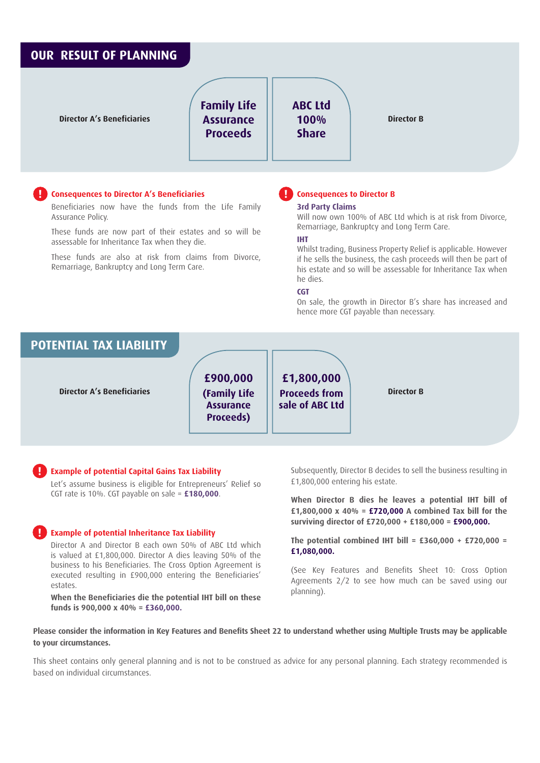## OUR RESULT OF PLANNING

Director A's Beneficiaries

**Family Life Assurance Proceeds**

**ABC Ltd 100% Share**

Director B

### Consequences to Director A's Beneficiaries

Beneficiaries now have the funds from the Life Family Assurance Policy.

These funds are now part of their estates and so will be assessable for Inheritance Tax when they die.

These funds are also at risk from claims from Divorce, Remarriage, Bankruptcy and Long Term Care.

### Consequences to Director B

**3rd Party Claims**

Will now own 100% of ABC Ltd which is at risk from Divorce, Remarriage, Bankruptcy and Long Term Care.

**IHT**

Whilst trading, Business Property Relief is applicable. However if he sells the business, the cash proceeds will then be part of his estate and so will be assessable for Inheritance Tax when he dies.

**CGT**

On sale, the growth in Director B's share has increased and hence more CGT payable than necessary.

## POTENTIAL TAX LIABILITY

Director A's Beneficiaries

**£900,000 (Family Life Assurance Proceeds)**

**£1,800,000 Proceeds from sale of ABC Ltd**

Director B

### Example of potential Capital Gains Tax Liability

Let's assume business is eligible for Entrepreneurs' Relief so CGT rate is 10%. CGT payable on sale = **£180,000**.

### Example of potential Inheritance Tax Liability

Director A and Director B each own 50% of ABC Ltd which is valued at £1,800,000. Director A dies leaving 50% of the business to his Beneficiaries. The Cross Option Agreement is executed resulting in £900,000 entering the Beneficiaries' estates.

**When the Beneficiaries die the potential IHT bill on these funds is 900,000 x 40% = £360,000.**

Subsequently, Director B decides to sell the business resulting in £1,800,000 entering his estate.

**When Director B dies he leaves a potential IHT bill of £1,800,000 x 40% = £720,000 A combined Tax bill for the surviving director of £720,000 + £180,000 = £900,000.**

**The potential combined IHT bill = £360,000 + £720,000 = £1,080,000.**

(See Key Features and Benefits Sheet 10: Cross Option Agreements 2/2 to see how much can be saved using our planning).

**Please consider the information in Key Features and Benefits Sheet 22 to understand whether using Multiple Trusts may be applicable to your circumstances.**

This sheet contains only general planning and is not to be construed as advice for any personal planning. Each strategy recommended is based on individual circumstances.